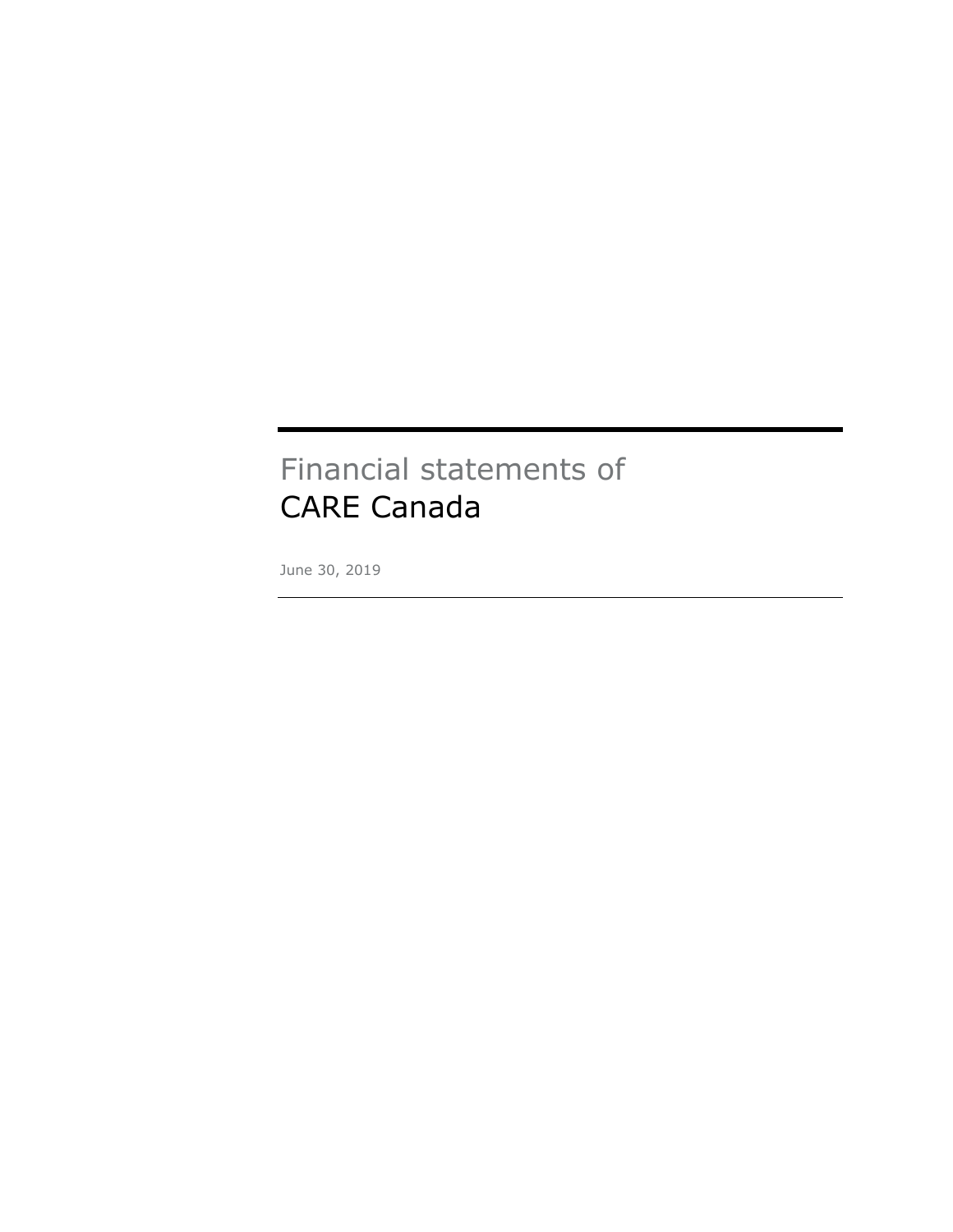# Financial statements of
# CARE Canada

June 30, 2019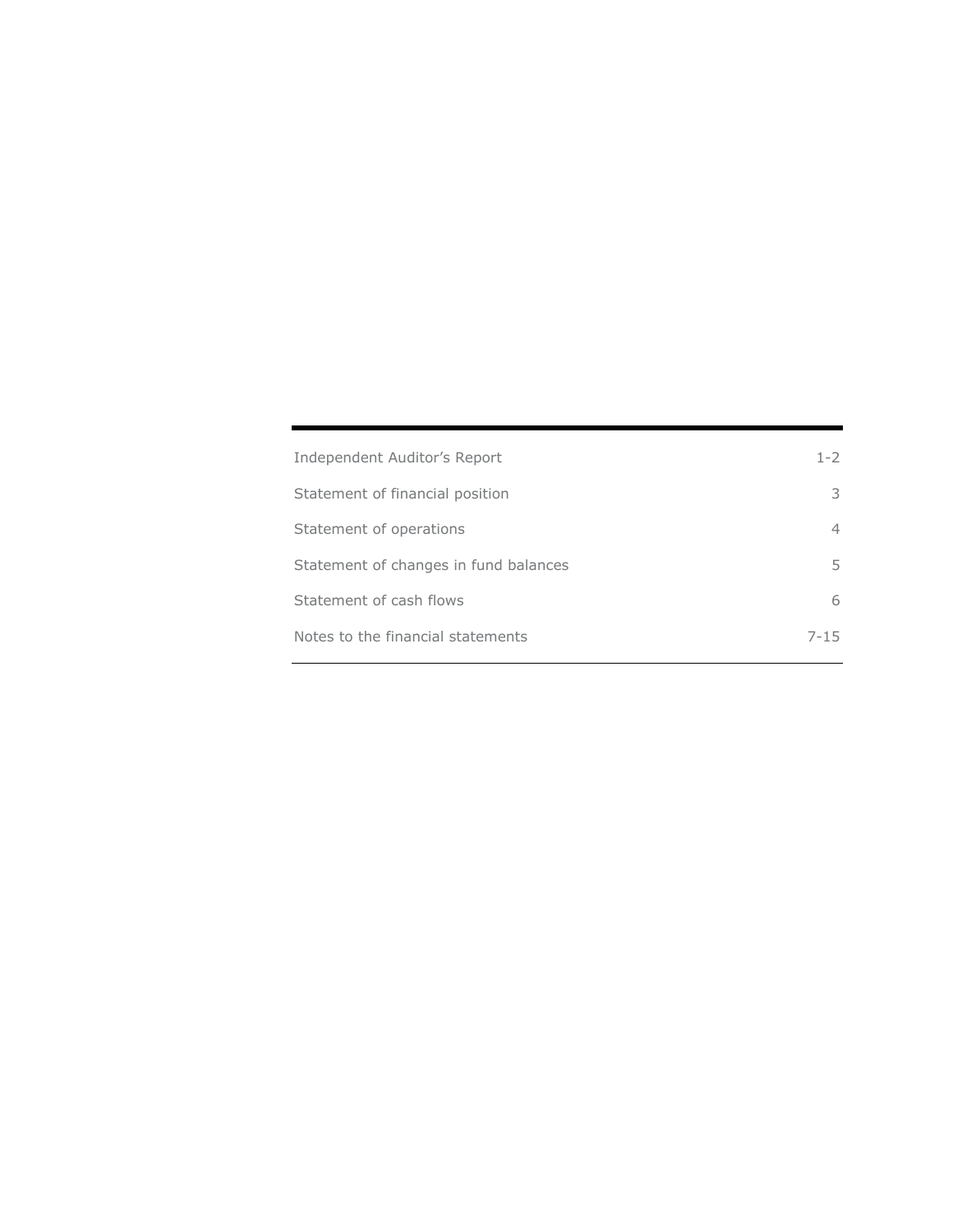| | |
|---|---|
| Independent Auditor's Report | 1-2 |
| Statement of financial position | 3 |
| Statement of operations | 4 |
| Statement of changes in fund balances | 5 |
| Statement of cash flows | 6 |
| Notes to the financial statements | 7-15 |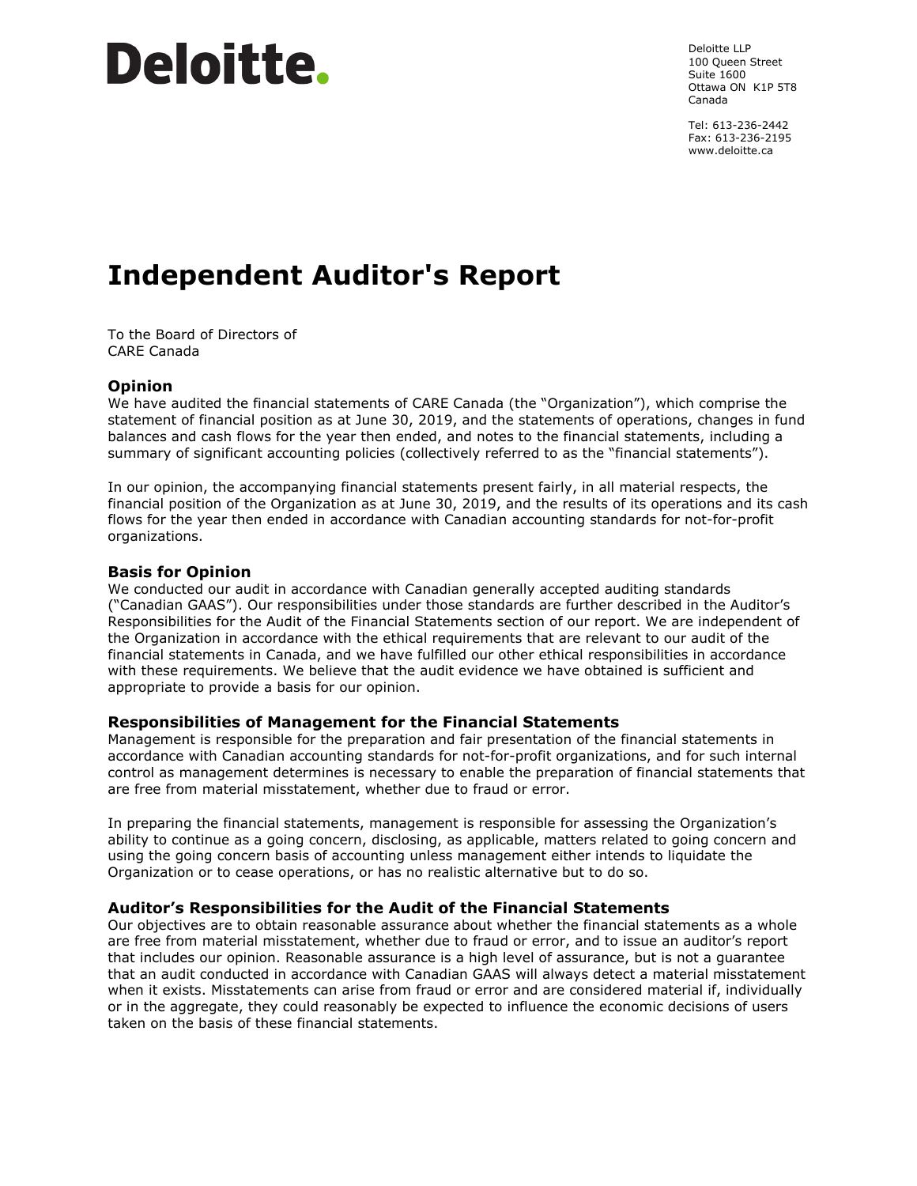# Deloitte.

Deloitte LLP
100 Queen Street
Suite 1600
Ottawa ON K1P 5T8
Canada

Tel: 613-236-2442
Fax: 613-236-2195
www.deloitte.ca

# Independent Auditor's Report

To the Board of Directors of
CARE Canada

## Opinion

We have audited the financial statements of CARE Canada (the "Organization"), which comprise the statement of financial position as at June 30, 2019, and the statements of operations, changes in fund balances and cash flows for the year then ended, and notes to the financial statements, including a summary of significant accounting policies (collectively referred to as the "financial statements").

In our opinion, the accompanying financial statements present fairly, in all material respects, the financial position of the Organization as at June 30, 2019, and the results of its operations and its cash flows for the year then ended in accordance with Canadian accounting standards for not-for-profit organizations.

## Basis for Opinion

We conducted our audit in accordance with Canadian generally accepted auditing standards ("Canadian GAAS"). Our responsibilities under those standards are further described in the Auditor's Responsibilities for the Audit of the Financial Statements section of our report. We are independent of the Organization in accordance with the ethical requirements that are relevant to our audit of the financial statements in Canada, and we have fulfilled our other ethical responsibilities in accordance with these requirements. We believe that the audit evidence we have obtained is sufficient and appropriate to provide a basis for our opinion.

## Responsibilities of Management for the Financial Statements

Management is responsible for the preparation and fair presentation of the financial statements in accordance with Canadian accounting standards for not-for-profit organizations, and for such internal control as management determines is necessary to enable the preparation of financial statements that are free from material misstatement, whether due to fraud or error.

In preparing the financial statements, management is responsible for assessing the Organization's ability to continue as a going concern, disclosing, as applicable, matters related to going concern and using the going concern basis of accounting unless management either intends to liquidate the Organization or to cease operations, or has no realistic alternative but to do so.

## Auditor's Responsibilities for the Audit of the Financial Statements

Our objectives are to obtain reasonable assurance about whether the financial statements as a whole are free from material misstatement, whether due to fraud or error, and to issue an auditor's report that includes our opinion. Reasonable assurance is a high level of assurance, but is not a guarantee that an audit conducted in accordance with Canadian GAAS will always detect a material misstatement when it exists. Misstatements can arise from fraud or error and are considered material if, individually or in the aggregate, they could reasonably be expected to influence the economic decisions of users taken on the basis of these financial statements.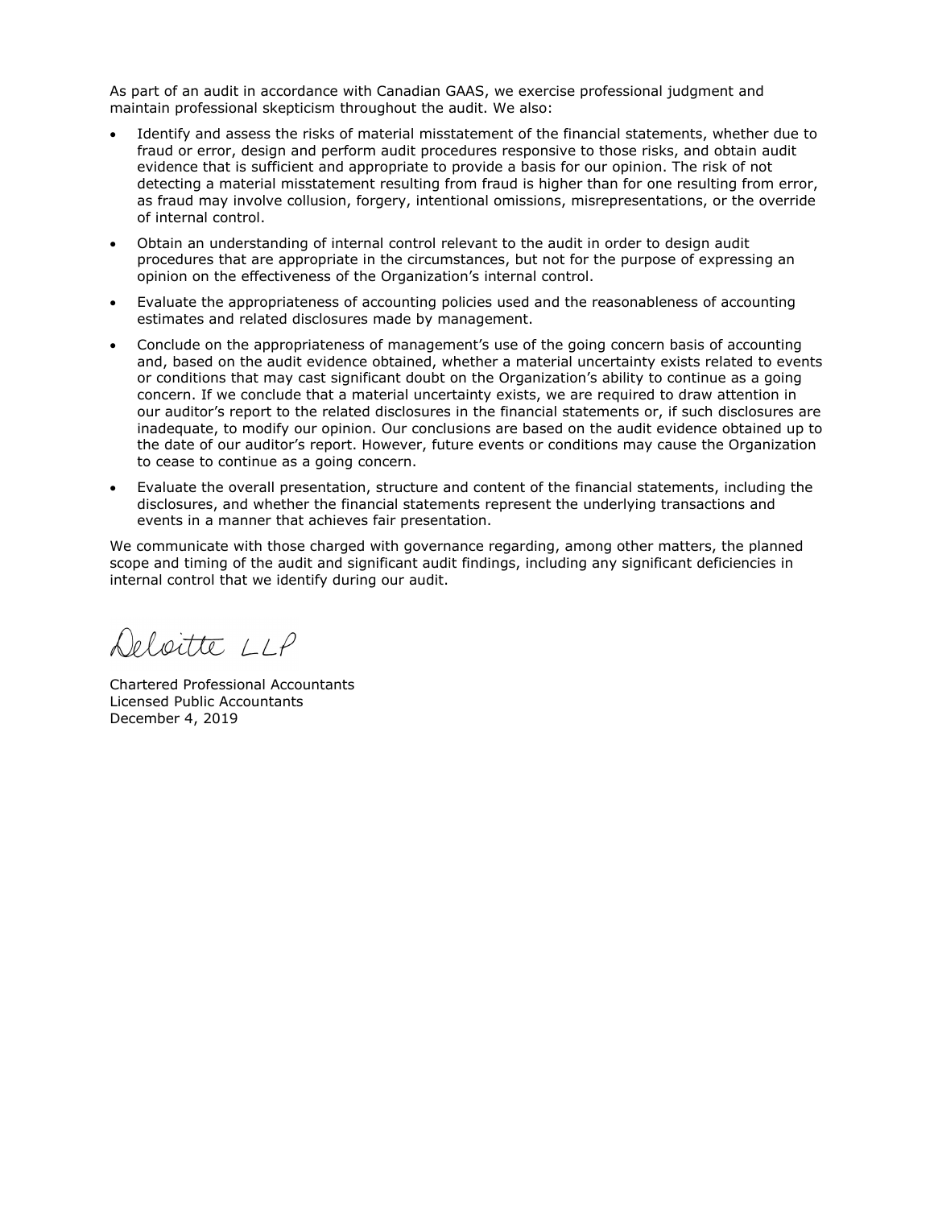As part of an audit in accordance with Canadian GAAS, we exercise professional judgment and maintain professional skepticism throughout the audit. We also:

- Identify and assess the risks of material misstatement of the financial statements, whether due to fraud or error, design and perform audit procedures responsive to those risks, and obtain audit evidence that is sufficient and appropriate to provide a basis for our opinion. The risk of not detecting a material misstatement resulting from fraud is higher than for one resulting from error, as fraud may involve collusion, forgery, intentional omissions, misrepresentations, or the override of internal control.
- Obtain an understanding of internal control relevant to the audit in order to design audit procedures that are appropriate in the circumstances, but not for the purpose of expressing an opinion on the effectiveness of the Organization's internal control.
- Evaluate the appropriateness of accounting policies used and the reasonableness of accounting estimates and related disclosures made by management.
- Conclude on the appropriateness of management's use of the going concern basis of accounting and, based on the audit evidence obtained, whether a material uncertainty exists related to events or conditions that may cast significant doubt on the Organization's ability to continue as a going concern. If we conclude that a material uncertainty exists, we are required to draw attention in our auditor's report to the related disclosures in the financial statements or, if such disclosures are inadequate, to modify our opinion. Our conclusions are based on the audit evidence obtained up to the date of our auditor's report. However, future events or conditions may cause the Organization to cease to continue as a going concern.
- Evaluate the overall presentation, structure and content of the financial statements, including the disclosures, and whether the financial statements represent the underlying transactions and events in a manner that achieves fair presentation.

We communicate with those charged with governance regarding, among other matters, the planned scope and timing of the audit and significant audit findings, including any significant deficiencies in internal control that we identify during our audit.

Deloitte LLP

Chartered Professional Accountants
Licensed Public Accountants
December 4, 2019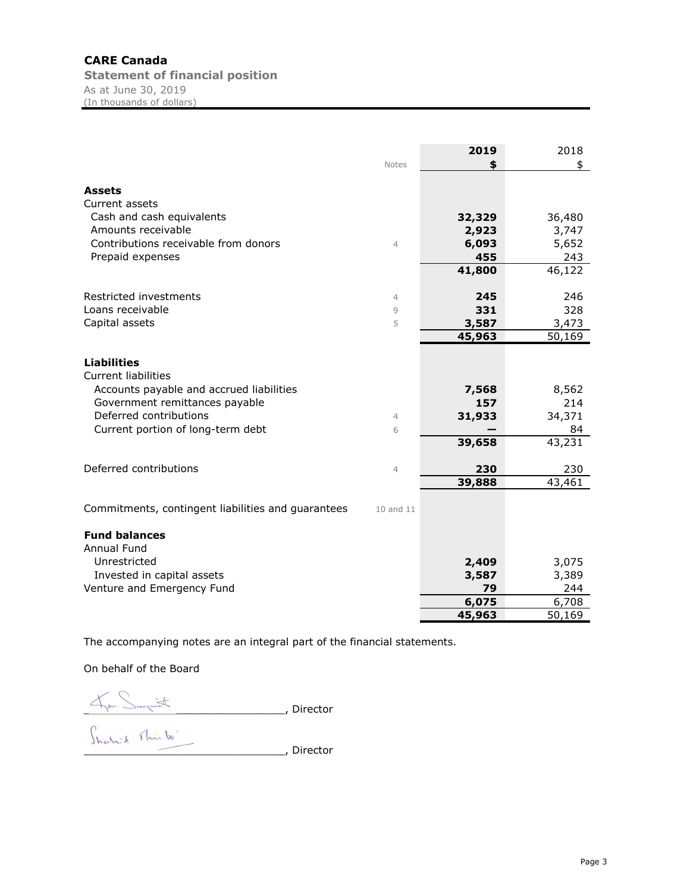# CARE Canada

## Statement of financial position

As at June 30, 2019
(In thousands of dollars)

| | Notes | 2019 $ | 2018 $ |
|---|---|---|---|
| **Assets** | | | |
| Current assets | | | |
| Cash and cash equivalents | | **32,329** | 36,480 |
| Amounts receivable | | **2,923** | 3,747 |
| Contributions receivable from donors | 4 | **6,093** | 5,652 |
| Prepaid expenses | | **455** | 243 |
| | | **41,800** | 46,122 |
| Restricted investments | 4 | **245** | 246 |
| Loans receivable | 9 | **331** | 328 |
| Capital assets | 5 | **3,587** | 3,473 |
| | | **45,963** | 50,169 |
| **Liabilities** | | | |
| Current liabilities | | | |
| Accounts payable and accrued liabilities | | **7,568** | 8,562 |
| Government remittances payable | | **157** | 214 |
| Deferred contributions | 4 | **31,933** | 34,371 |
| Current portion of long-term debt | 6 | **—** | 84 |
| | | **39,658** | 43,231 |
| Deferred contributions | 4 | **230** | 230 |
| | | **39,888** | 43,461 |
| Commitments, contingent liabilities and guarantees | 10 and 11 | | |
| **Fund balances** | | | |
| Annual Fund | | | |
| Unrestricted | | **2,409** | 3,075 |
| Invested in capital assets | | **3,587** | 3,389 |
| Venture and Emergency Fund | | **79** | 244 |
| | | **6,075** | 6,708 |
| | | **45,963** | 50,169 |

The accompanying notes are an integral part of the financial statements.

On behalf of the Board

_______________________________, Director

_______________________________, Director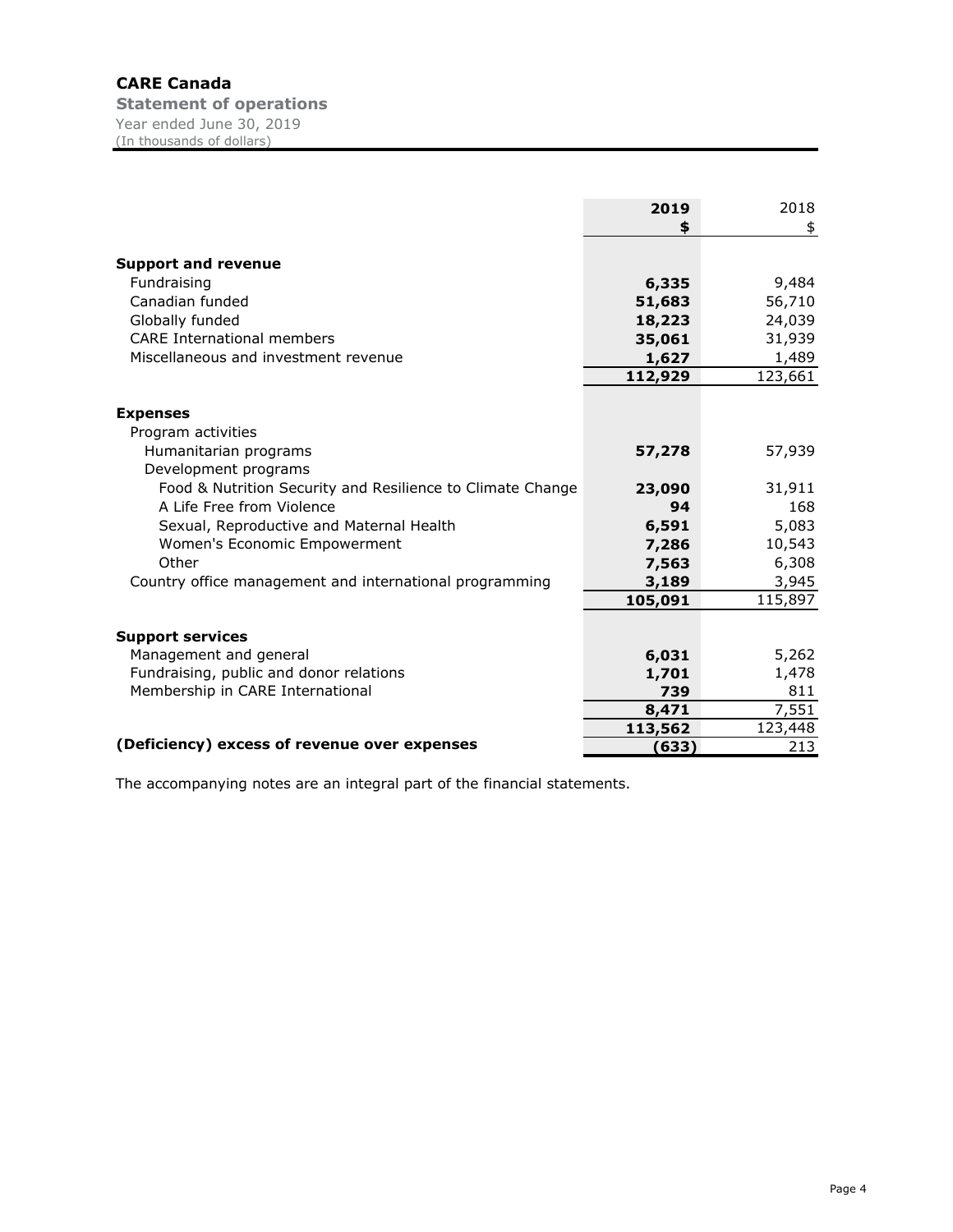# CARE Canada

**Statement of operations**

Year ended June 30, 2019

(In thousands of dollars)

| | 2019 | 2018 |
|---|---|---|
| | **$** | $ |
| **Support and revenue** | | |
| Fundraising | **6,335** | 9,484 |
| Canadian funded | **51,683** | 56,710 |
| Globally funded | **18,223** | 24,039 |
| CARE International members | **35,061** | 31,939 |
| Miscellaneous and investment revenue | **1,627** | 1,489 |
| | **112,929** | 123,661 |
| **Expenses** | | |
| Program activities | | |
| Humanitarian programs | **57,278** | 57,939 |
| Development programs | | |
| Food & Nutrition Security and Resilience to Climate Change | **23,090** | 31,911 |
| A Life Free from Violence | **94** | 168 |
| Sexual, Reproductive and Maternal Health | **6,591** | 5,083 |
| Women's Economic Empowerment | **7,286** | 10,543 |
| Other | **7,563** | 6,308 |
| Country office management and international programming | **3,189** | 3,945 |
| | **105,091** | 115,897 |
| **Support services** | | |
| Management and general | **6,031** | 5,262 |
| Fundraising, public and donor relations | **1,701** | 1,478 |
| Membership in CARE International | **739** | 811 |
| | **8,471** | 7,551 |
| | **113,562** | 123,448 |
| **(Deficiency) excess of revenue over expenses** | **(633)** | 213 |

The accompanying notes are an integral part of the financial statements.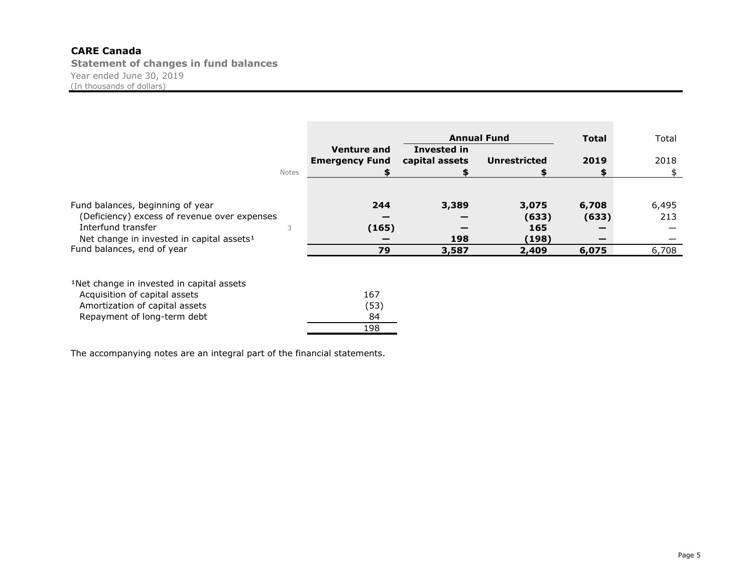**CARE Canada**

**Statement of changes in fund balances**

Year ended June 30, 2019

(In thousands of dollars)

| | Notes | Venture and Emergency Fund | Annual Fund | | Total | Total |
|---|---|---|---|---|---|---|
| | | | Invested in capital assets | Unrestricted | 2019 | 2018 |
| | | $ | $ | $ | $ | $ |
| Fund balances, beginning of year | | **244** | **3,389** | **3,075** | **6,708** | 6,495 |
| (Deficiency) excess of revenue over expenses | | **—** | **—** | **(633)** | **(633)** | 213 |
| Interfund transfer | 3 | **(165)** | **—** | **165** | **—** | — |
| Net change in invested in capital assets[1] | | **—** | **198** | **(198)** | **—** | — |
| Fund balances, end of year | | **79** | **3,587** | **2,409** | **6,075** | 6,708 |

[1]Net change in invested in capital assets

| | |
|---|---|
| Acquisition of capital assets | 167 |
| Amortization of capital assets | (53) |
| Repayment of long-term debt | 84 |
| | 198 |

The accompanying notes are an integral part of the financial statements.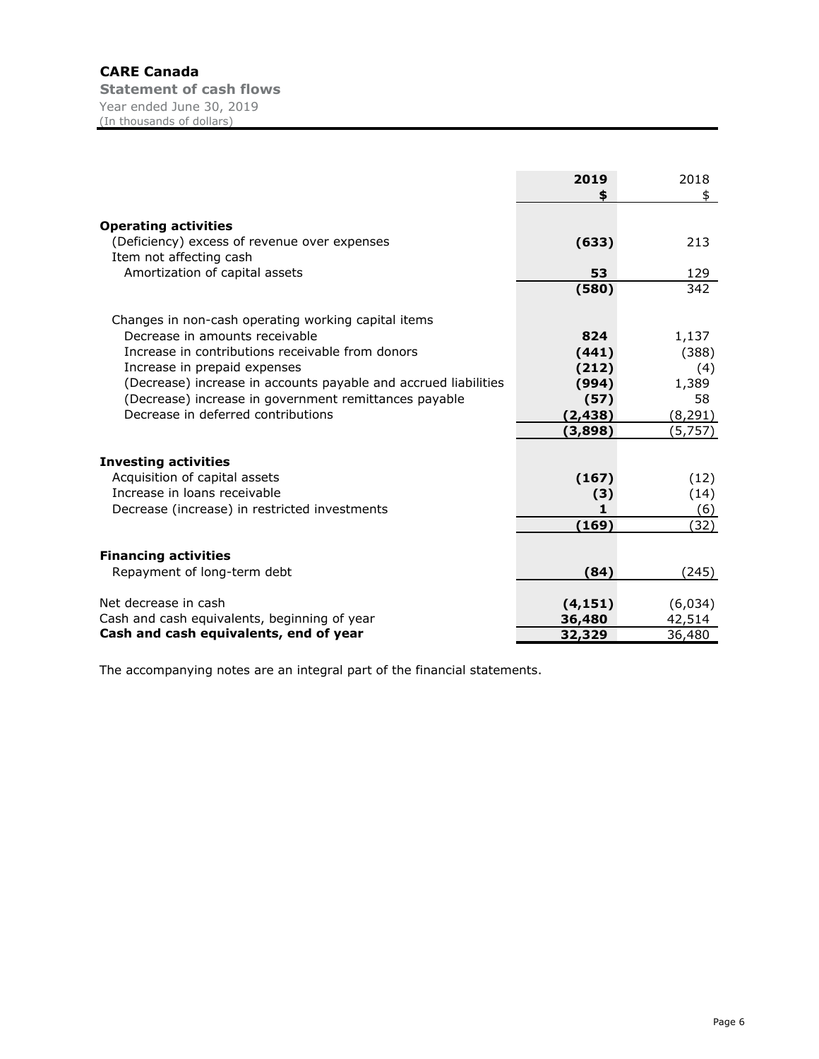# CARE Canada

**Statement of cash flows**

Year ended June 30, 2019

(In thousands of dollars)

| | 2019 | 2018 |
|---|---|---|
| | $ | $ |
| **Operating activities** | | |
| (Deficiency) excess of revenue over expenses | **(633)** | 213 |
| Item not affecting cash | | |
| Amortization of capital assets | **53** | 129 |
| | **(580)** | 342 |
| Changes in non-cash operating working capital items | | |
| Decrease in amounts receivable | **824** | 1,137 |
| Increase in contributions receivable from donors | **(441)** | (388) |
| Increase in prepaid expenses | **(212)** | (4) |
| (Decrease) increase in accounts payable and accrued liabilities | **(994)** | 1,389 |
| (Decrease) increase in government remittances payable | **(57)** | 58 |
| Decrease in deferred contributions | **(2,438)** | (8,291) |
| | **(3,898)** | (5,757) |
| **Investing activities** | | |
| Acquisition of capital assets | **(167)** | (12) |
| Increase in loans receivable | **(3)** | (14) |
| Decrease (increase) in restricted investments | **1** | (6) |
| | **(169)** | (32) |
| **Financing activities** | | |
| Repayment of long-term debt | **(84)** | (245) |
| Net decrease in cash | **(4,151)** | (6,034) |
| Cash and cash equivalents, beginning of year | **36,480** | 42,514 |
| **Cash and cash equivalents, end of year** | **32,329** | 36,480 |

The accompanying notes are an integral part of the financial statements.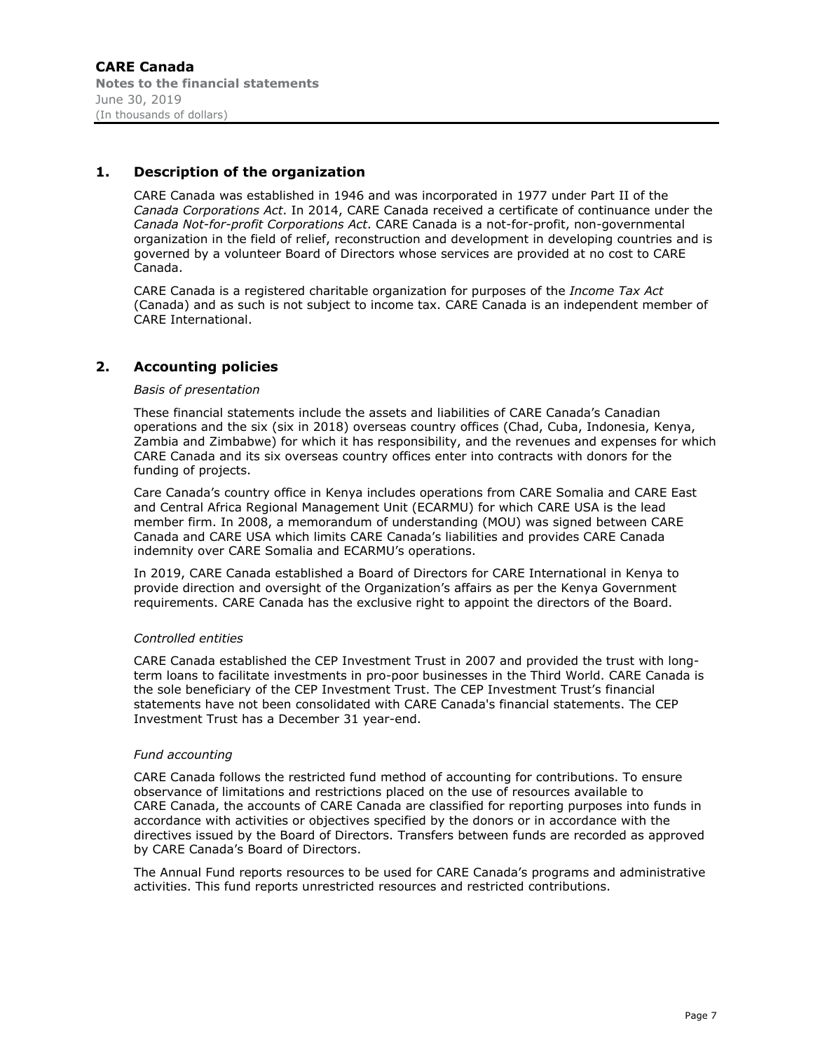## 1. Description of the organization

CARE Canada was established in 1946 and was incorporated in 1977 under Part II of the *Canada Corporations Act*. In 2014, CARE Canada received a certificate of continuance under the *Canada Not-for-profit Corporations Act*. CARE Canada is a not-for-profit, non-governmental organization in the field of relief, reconstruction and development in developing countries and is governed by a volunteer Board of Directors whose services are provided at no cost to CARE Canada.

CARE Canada is a registered charitable organization for purposes of the *Income Tax Act* (Canada) and as such is not subject to income tax. CARE Canada is an independent member of CARE International.

## 2. Accounting policies

*Basis of presentation*

These financial statements include the assets and liabilities of CARE Canada's Canadian operations and the six (six in 2018) overseas country offices (Chad, Cuba, Indonesia, Kenya, Zambia and Zimbabwe) for which it has responsibility, and the revenues and expenses for which CARE Canada and its six overseas country offices enter into contracts with donors for the funding of projects.

Care Canada's country office in Kenya includes operations from CARE Somalia and CARE East and Central Africa Regional Management Unit (ECARMU) for which CARE USA is the lead member firm. In 2008, a memorandum of understanding (MOU) was signed between CARE Canada and CARE USA which limits CARE Canada's liabilities and provides CARE Canada indemnity over CARE Somalia and ECARMU's operations.

In 2019, CARE Canada established a Board of Directors for CARE International in Kenya to provide direction and oversight of the Organization's affairs as per the Kenya Government requirements. CARE Canada has the exclusive right to appoint the directors of the Board.

*Controlled entities*

CARE Canada established the CEP Investment Trust in 2007 and provided the trust with long-term loans to facilitate investments in pro-poor businesses in the Third World. CARE Canada is the sole beneficiary of the CEP Investment Trust. The CEP Investment Trust's financial statements have not been consolidated with CARE Canada's financial statements. The CEP Investment Trust has a December 31 year-end.

*Fund accounting*

CARE Canada follows the restricted fund method of accounting for contributions. To ensure observance of limitations and restrictions placed on the use of resources available to CARE Canada, the accounts of CARE Canada are classified for reporting purposes into funds in accordance with activities or objectives specified by the donors or in accordance with the directives issued by the Board of Directors. Transfers between funds are recorded as approved by CARE Canada's Board of Directors.

The Annual Fund reports resources to be used for CARE Canada's programs and administrative activities. This fund reports unrestricted resources and restricted contributions.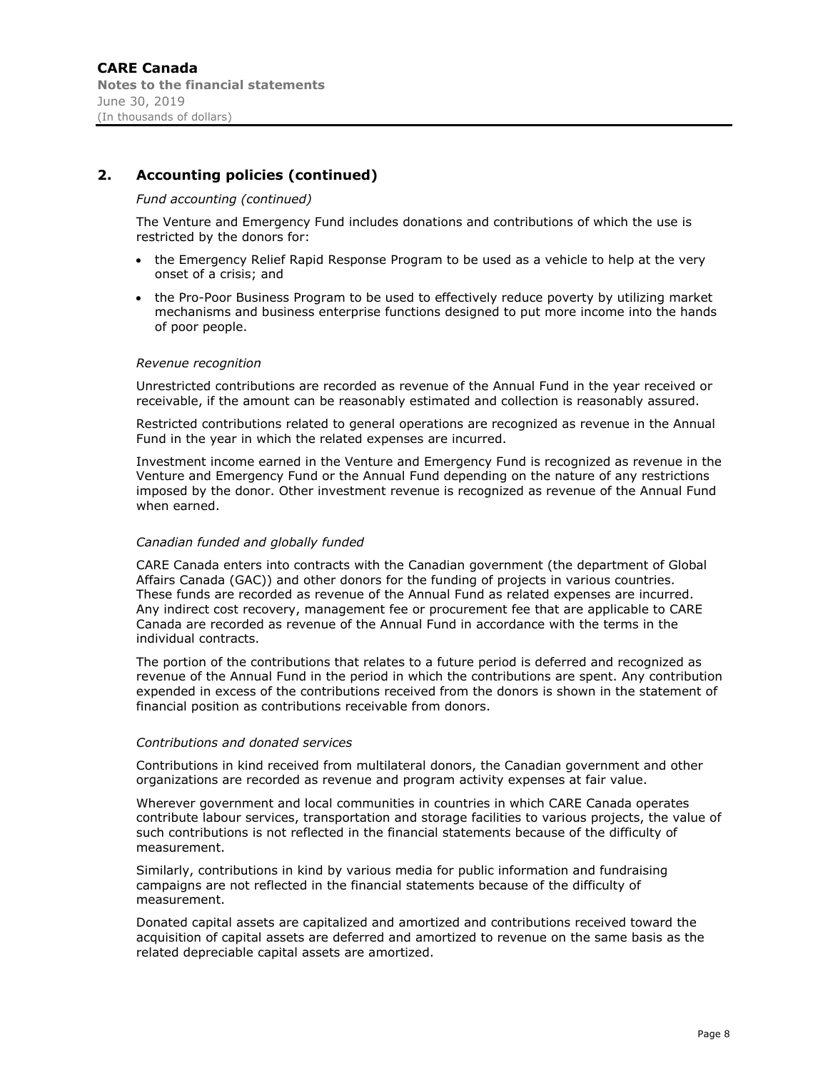## 2. Accounting policies (continued)

*Fund accounting (continued)*

The Venture and Emergency Fund includes donations and contributions of which the use is restricted by the donors for:

- the Emergency Relief Rapid Response Program to be used as a vehicle to help at the very onset of a crisis; and
- the Pro-Poor Business Program to be used to effectively reduce poverty by utilizing market mechanisms and business enterprise functions designed to put more income into the hands of poor people.

*Revenue recognition*

Unrestricted contributions are recorded as revenue of the Annual Fund in the year received or receivable, if the amount can be reasonably estimated and collection is reasonably assured.

Restricted contributions related to general operations are recognized as revenue in the Annual Fund in the year in which the related expenses are incurred.

Investment income earned in the Venture and Emergency Fund is recognized as revenue in the Venture and Emergency Fund or the Annual Fund depending on the nature of any restrictions imposed by the donor. Other investment revenue is recognized as revenue of the Annual Fund when earned.

*Canadian funded and globally funded*

CARE Canada enters into contracts with the Canadian government (the department of Global Affairs Canada (GAC)) and other donors for the funding of projects in various countries. These funds are recorded as revenue of the Annual Fund as related expenses are incurred. Any indirect cost recovery, management fee or procurement fee that are applicable to CARE Canada are recorded as revenue of the Annual Fund in accordance with the terms in the individual contracts.

The portion of the contributions that relates to a future period is deferred and recognized as revenue of the Annual Fund in the period in which the contributions are spent. Any contribution expended in excess of the contributions received from the donors is shown in the statement of financial position as contributions receivable from donors.

*Contributions and donated services*

Contributions in kind received from multilateral donors, the Canadian government and other organizations are recorded as revenue and program activity expenses at fair value.

Wherever government and local communities in countries in which CARE Canada operates contribute labour services, transportation and storage facilities to various projects, the value of such contributions is not reflected in the financial statements because of the difficulty of measurement.

Similarly, contributions in kind by various media for public information and fundraising campaigns are not reflected in the financial statements because of the difficulty of measurement.

Donated capital assets are capitalized and amortized and contributions received toward the acquisition of capital assets are deferred and amortized to revenue on the same basis as the related depreciable capital assets are amortized.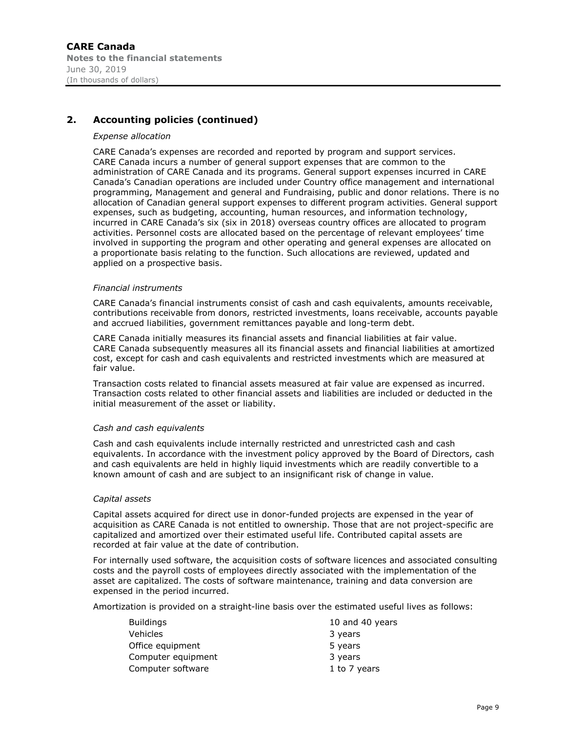## 2. Accounting policies (continued)

*Expense allocation*

CARE Canada's expenses are recorded and reported by program and support services. CARE Canada incurs a number of general support expenses that are common to the administration of CARE Canada and its programs. General support expenses incurred in CARE Canada's Canadian operations are included under Country office management and international programming, Management and general and Fundraising, public and donor relations. There is no allocation of Canadian general support expenses to different program activities. General support expenses, such as budgeting, accounting, human resources, and information technology, incurred in CARE Canada's six (six in 2018) overseas country offices are allocated to program activities. Personnel costs are allocated based on the percentage of relevant employees' time involved in supporting the program and other operating and general expenses are allocated on a proportionate basis relating to the function. Such allocations are reviewed, updated and applied on a prospective basis.

*Financial instruments*

CARE Canada's financial instruments consist of cash and cash equivalents, amounts receivable, contributions receivable from donors, restricted investments, loans receivable, accounts payable and accrued liabilities, government remittances payable and long-term debt.

CARE Canada initially measures its financial assets and financial liabilities at fair value. CARE Canada subsequently measures all its financial assets and financial liabilities at amortized cost, except for cash and cash equivalents and restricted investments which are measured at fair value.

Transaction costs related to financial assets measured at fair value are expensed as incurred. Transaction costs related to other financial assets and liabilities are included or deducted in the initial measurement of the asset or liability.

*Cash and cash equivalents*

Cash and cash equivalents include internally restricted and unrestricted cash and cash equivalents. In accordance with the investment policy approved by the Board of Directors, cash and cash equivalents are held in highly liquid investments which are readily convertible to a known amount of cash and are subject to an insignificant risk of change in value.

*Capital assets*

Capital assets acquired for direct use in donor-funded projects are expensed in the year of acquisition as CARE Canada is not entitled to ownership. Those that are not project-specific are capitalized and amortized over their estimated useful life. Contributed capital assets are recorded at fair value at the date of contribution.

For internally used software, the acquisition costs of software licences and associated consulting costs and the payroll costs of employees directly associated with the implementation of the asset are capitalized. The costs of software maintenance, training and data conversion are expensed in the period incurred.

Amortization is provided on a straight-line basis over the estimated useful lives as follows:

| | |
|---|---|
| Buildings | 10 and 40 years |
| Vehicles | 3 years |
| Office equipment | 5 years |
| Computer equipment | 3 years |
| Computer software | 1 to 7 years |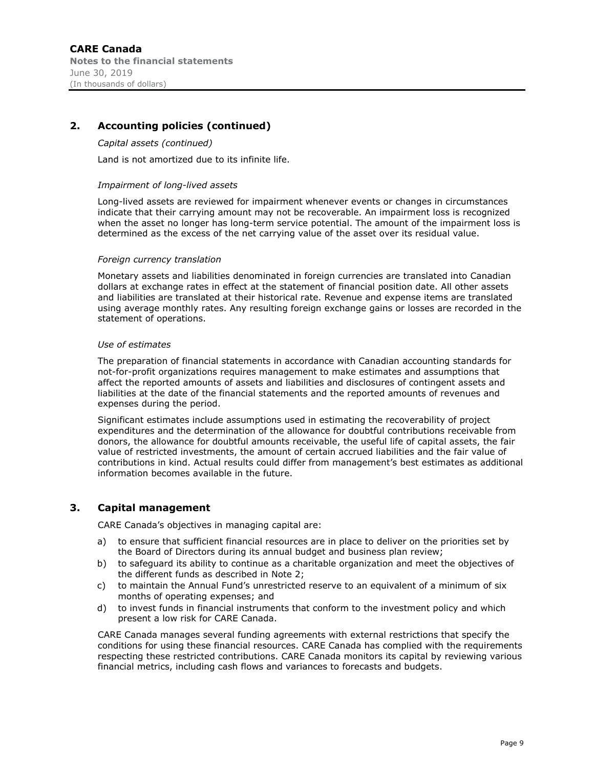## 2. Accounting policies (continued)

*Capital assets (continued)*

Land is not amortized due to its infinite life.

*Impairment of long-lived assets*

Long-lived assets are reviewed for impairment whenever events or changes in circumstances indicate that their carrying amount may not be recoverable. An impairment loss is recognized when the asset no longer has long-term service potential. The amount of the impairment loss is determined as the excess of the net carrying value of the asset over its residual value.

*Foreign currency translation*

Monetary assets and liabilities denominated in foreign currencies are translated into Canadian dollars at exchange rates in effect at the statement of financial position date. All other assets and liabilities are translated at their historical rate. Revenue and expense items are translated using average monthly rates. Any resulting foreign exchange gains or losses are recorded in the statement of operations.

*Use of estimates*

The preparation of financial statements in accordance with Canadian accounting standards for not-for-profit organizations requires management to make estimates and assumptions that affect the reported amounts of assets and liabilities and disclosures of contingent assets and liabilities at the date of the financial statements and the reported amounts of revenues and expenses during the period.

Significant estimates include assumptions used in estimating the recoverability of project expenditures and the determination of the allowance for doubtful contributions receivable from donors, the allowance for doubtful amounts receivable, the useful life of capital assets, the fair value of restricted investments, the amount of certain accrued liabilities and the fair value of contributions in kind. Actual results could differ from management's best estimates as additional information becomes available in the future.

## 3. Capital management

CARE Canada's objectives in managing capital are:

a) to ensure that sufficient financial resources are in place to deliver on the priorities set by the Board of Directors during its annual budget and business plan review;
b) to safeguard its ability to continue as a charitable organization and meet the objectives of the different funds as described in Note 2;
c) to maintain the Annual Fund's unrestricted reserve to an equivalent of a minimum of six months of operating expenses; and
d) to invest funds in financial instruments that conform to the investment policy and which present a low risk for CARE Canada.

CARE Canada manages several funding agreements with external restrictions that specify the conditions for using these financial resources. CARE Canada has complied with the requirements respecting these restricted contributions. CARE Canada monitors its capital by reviewing various financial metrics, including cash flows and variances to forecasts and budgets.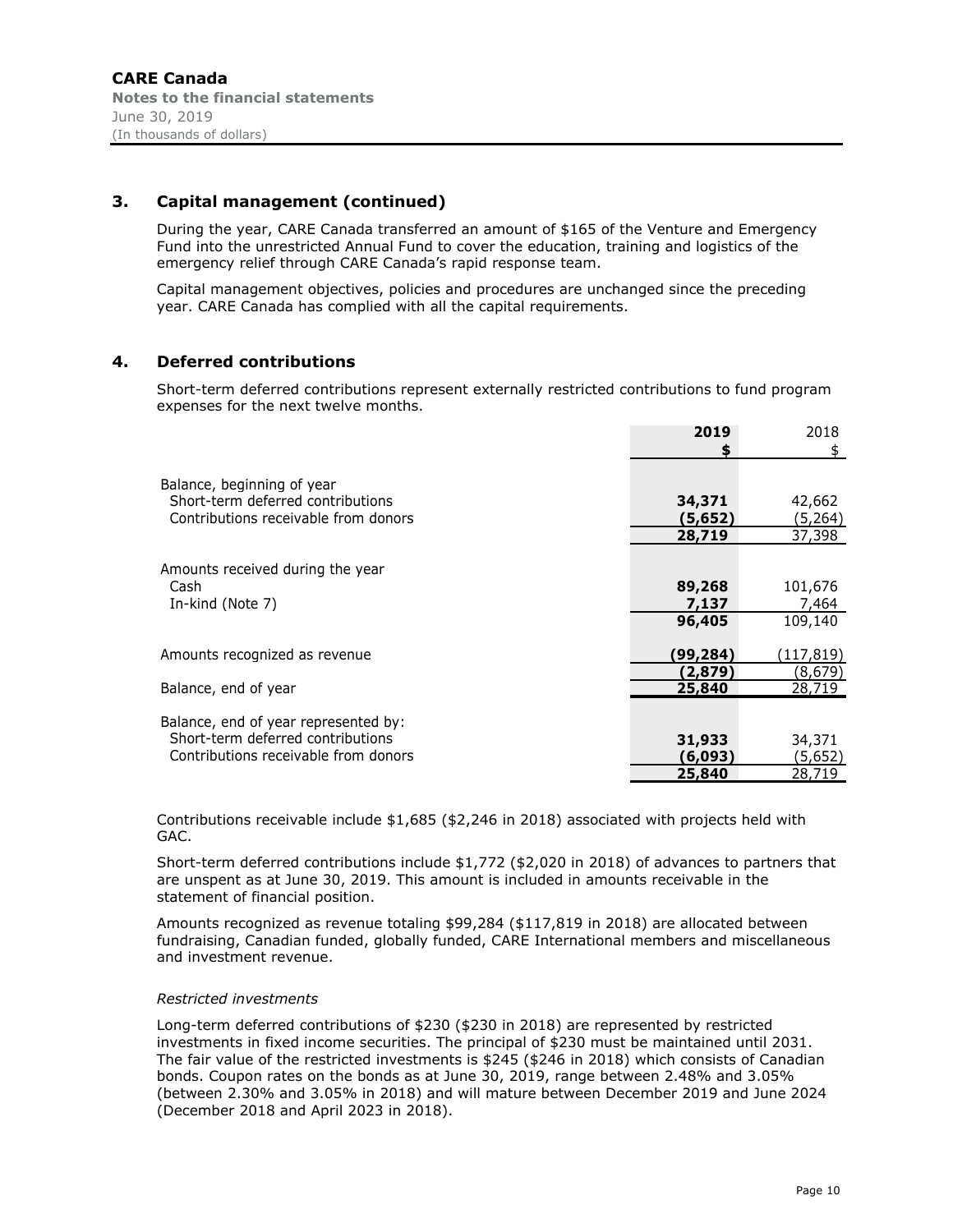## 3. Capital management (continued)

During the year, CARE Canada transferred an amount of $165 of the Venture and Emergency Fund into the unrestricted Annual Fund to cover the education, training and logistics of the emergency relief through CARE Canada's rapid response team.

Capital management objectives, policies and procedures are unchanged since the preceding year. CARE Canada has complied with all the capital requirements.

## 4. Deferred contributions

Short-term deferred contributions represent externally restricted contributions to fund program expenses for the next twelve months.

| | **2019** | 2018 |
|---|---|---|
| | **$** | $ |
| Balance, beginning of year | | |
| Short-term deferred contributions | **34,371** | 42,662 |
| Contributions receivable from donors | **(5,652)** | (5,264) |
| | **28,719** | 37,398 |
| Amounts received during the year | | |
| Cash | **89,268** | 101,676 |
| In-kind (Note 7) | **7,137** | 7,464 |
| | **96,405** | 109,140 |
| Amounts recognized as revenue | **(99,284)** | (117,819) |
| | **(2,879)** | (8,679) |
| Balance, end of year | **25,840** | 28,719 |
| Balance, end of year represented by: | | |
| Short-term deferred contributions | **31,933** | 34,371 |
| Contributions receivable from donors | **(6,093)** | (5,652) |
| | **25,840** | 28,719 |

Contributions receivable include $1,685 ($2,246 in 2018) associated with projects held with GAC.

Short-term deferred contributions include $1,772 ($2,020 in 2018) of advances to partners that are unspent as at June 30, 2019. This amount is included in amounts receivable in the statement of financial position.

Amounts recognized as revenue totaling $99,284 ($117,819 in 2018) are allocated between fundraising, Canadian funded, globally funded, CARE International members and miscellaneous and investment revenue.

*Restricted investments*

Long-term deferred contributions of $230 ($230 in 2018) are represented by restricted investments in fixed income securities. The principal of $230 must be maintained until 2031. The fair value of the restricted investments is $245 ($246 in 2018) which consists of Canadian bonds. Coupon rates on the bonds as at June 30, 2019, range between 2.48% and 3.05% (between 2.30% and 3.05% in 2018) and will mature between December 2019 and June 2024 (December 2018 and April 2023 in 2018).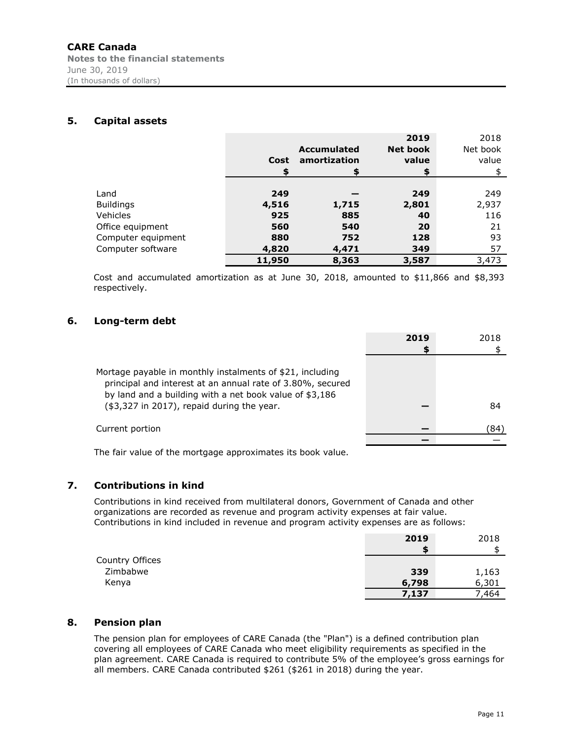**CARE Canada**
**Notes to the financial statements**
June 30, 2019
(In thousands of dollars)

## 5. Capital assets

| | Cost<br>$ | Accumulated amortization<br>$ | 2019<br>Net book value<br>$ | 2018<br>Net book value<br>$ |
|---|---|---|---|---|
| Land | **249** | **—** | **249** | 249 |
| Buildings | **4,516** | **1,715** | **2,801** | 2,937 |
| Vehicles | **925** | **885** | **40** | 116 |
| Office equipment | **560** | **540** | **20** | 21 |
| Computer equipment | **880** | **752** | **128** | 93 |
| Computer software | **4,820** | **4,471** | **349** | 57 |
| | **11,950** | **8,363** | **3,587** | 3,473 |

Cost and accumulated amortization as at June 30, 2018, amounted to $11,866 and $8,393 respectively.

## 6. Long-term debt

| | 2019<br>$ | 2018<br>$ |
|---|---|---|
| Mortage payable in monthly instalments of $21, including principal and interest at an annual rate of 3.80%, secured by land and a building with a net book value of $3,186 ($3,327 in 2017), repaid during the year. | **—** | 84 |
| Current portion | **—** | (84) |
| | **—** | — |

The fair value of the mortgage approximates its book value.

## 7. Contributions in kind

Contributions in kind received from multilateral donors, Government of Canada and other organizations are recorded as revenue and program activity expenses at fair value. Contributions in kind included in revenue and program activity expenses are as follows:

| | 2019<br>$ | 2018<br>$ |
|---|---|---|
| Country Offices | | |
| Zimbabwe | **339** | 1,163 |
| Kenya | **6,798** | 6,301 |
| | **7,137** | 7,464 |

## 8. Pension plan

The pension plan for employees of CARE Canada (the "Plan") is a defined contribution plan covering all employees of CARE Canada who meet eligibility requirements as specified in the plan agreement. CARE Canada is required to contribute 5% of the employee's gross earnings for all members. CARE Canada contributed $261 ($261 in 2018) during the year.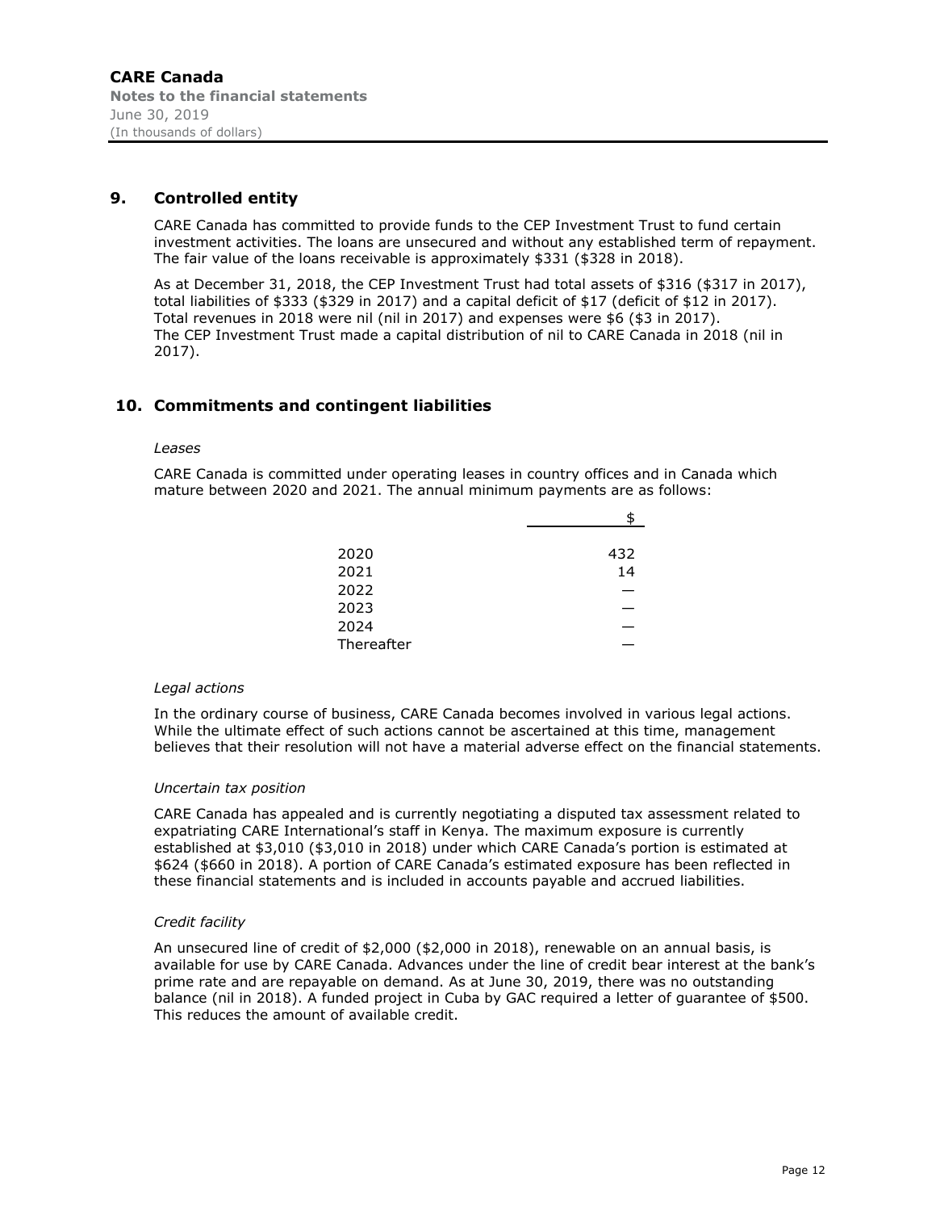## 9. Controlled entity

CARE Canada has committed to provide funds to the CEP Investment Trust to fund certain investment activities. The loans are unsecured and without any established term of repayment. The fair value of the loans receivable is approximately $331 ($328 in 2018).

As at December 31, 2018, the CEP Investment Trust had total assets of $316 ($317 in 2017), total liabilities of $333 ($329 in 2017) and a capital deficit of $17 (deficit of $12 in 2017). Total revenues in 2018 were nil (nil in 2017) and expenses were $6 ($3 in 2017). The CEP Investment Trust made a capital distribution of nil to CARE Canada in 2018 (nil in 2017).

## 10. Commitments and contingent liabilities

*Leases*

CARE Canada is committed under operating leases in country offices and in Canada which mature between 2020 and 2021. The annual minimum payments are as follows:

| | $ |
|---|---|
| 2020 | 432 |
| 2021 | 14 |
| 2022 | — |
| 2023 | — |
| 2024 | — |
| Thereafter | — |

*Legal actions*

In the ordinary course of business, CARE Canada becomes involved in various legal actions. While the ultimate effect of such actions cannot be ascertained at this time, management believes that their resolution will not have a material adverse effect on the financial statements.

*Uncertain tax position*

CARE Canada has appealed and is currently negotiating a disputed tax assessment related to expatriating CARE International's staff in Kenya. The maximum exposure is currently established at $3,010 ($3,010 in 2018) under which CARE Canada's portion is estimated at $624 ($660 in 2018). A portion of CARE Canada's estimated exposure has been reflected in these financial statements and is included in accounts payable and accrued liabilities.

*Credit facility*

An unsecured line of credit of $2,000 ($2,000 in 2018), renewable on an annual basis, is available for use by CARE Canada. Advances under the line of credit bear interest at the bank's prime rate and are repayable on demand. As at June 30, 2019, there was no outstanding balance (nil in 2018). A funded project in Cuba by GAC required a letter of guarantee of $500. This reduces the amount of available credit.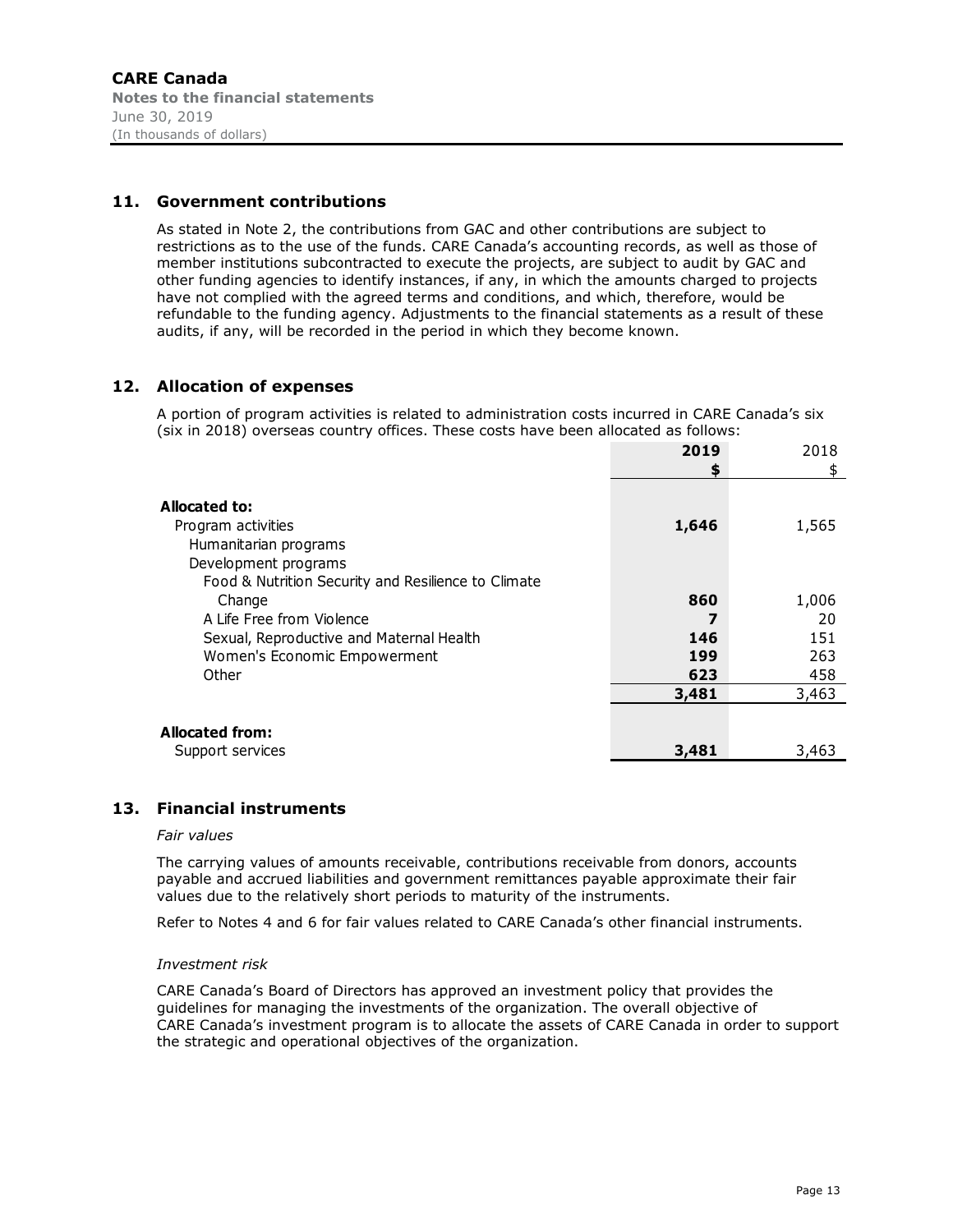## 11. Government contributions

As stated in Note 2, the contributions from GAC and other contributions are subject to restrictions as to the use of the funds. CARE Canada's accounting records, as well as those of member institutions subcontracted to execute the projects, are subject to audit by GAC and other funding agencies to identify instances, if any, in which the amounts charged to projects have not complied with the agreed terms and conditions, and which, therefore, would be refundable to the funding agency. Adjustments to the financial statements as a result of these audits, if any, will be recorded in the period in which they become known.

## 12. Allocation of expenses

A portion of program activities is related to administration costs incurred in CARE Canada's six (six in 2018) overseas country offices. These costs have been allocated as follows:

| | **2019** | 2018 |
|---|---|---|
| | **$** | $ |
| **Allocated to:** | | |
| Program activities | **1,646** | 1,565 |
| Humanitarian programs | | |
| Development programs | | |
| Food & Nutrition Security and Resilience to Climate Change | **860** | 1,006 |
| A Life Free from Violence | **7** | 20 |
| Sexual, Reproductive and Maternal Health | **146** | 151 |
| Women's Economic Empowerment | **199** | 263 |
| Other | **623** | 458 |
| | **3,481** | 3,463 |
| **Allocated from:** | | |
| Support services | **3,481** | 3,463 |

## 13. Financial instruments

*Fair values*

The carrying values of amounts receivable, contributions receivable from donors, accounts payable and accrued liabilities and government remittances payable approximate their fair values due to the relatively short periods to maturity of the instruments.

Refer to Notes 4 and 6 for fair values related to CARE Canada's other financial instruments.

*Investment risk*

CARE Canada's Board of Directors has approved an investment policy that provides the guidelines for managing the investments of the organization. The overall objective of CARE Canada's investment program is to allocate the assets of CARE Canada in order to support the strategic and operational objectives of the organization.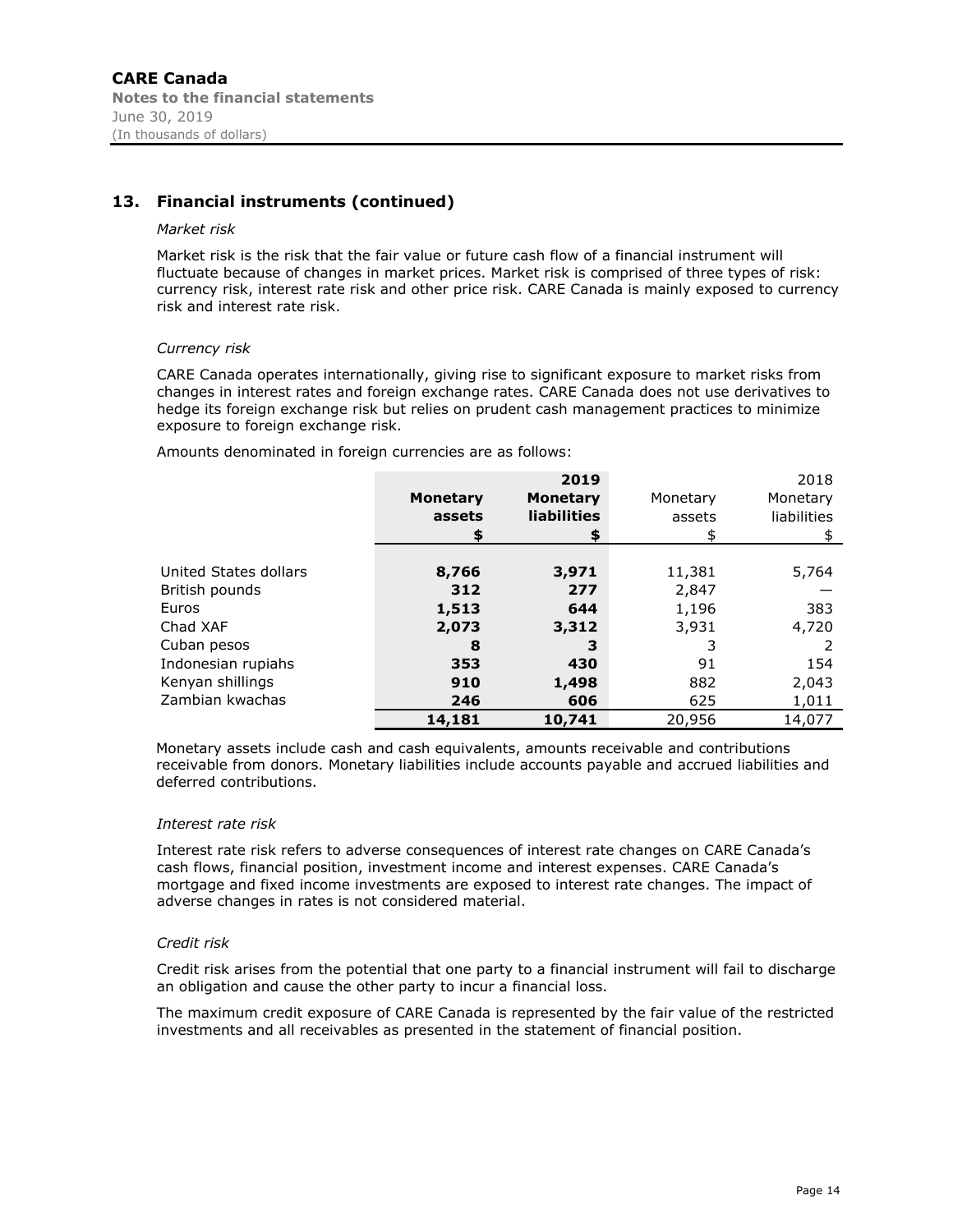**CARE Canada**
**Notes to the financial statements**
June 30, 2019
(In thousands of dollars)

## 13. Financial instruments (continued)

*Market risk*

Market risk is the risk that the fair value or future cash flow of a financial instrument will fluctuate because of changes in market prices. Market risk is comprised of three types of risk: currency risk, interest rate risk and other price risk. CARE Canada is mainly exposed to currency risk and interest rate risk.

*Currency risk*

CARE Canada operates internationally, giving rise to significant exposure to market risks from changes in interest rates and foreign exchange rates. CARE Canada does not use derivatives to hedge its foreign exchange risk but relies on prudent cash management practices to minimize exposure to foreign exchange risk.

Amounts denominated in foreign currencies are as follows:

| | **2019** | | 2018 | |
|---|---|---|---|---|
| | **Monetary assets** | **Monetary liabilities** | Monetary assets | Monetary liabilities |
| | **$** | **$** | $ | $ |
| United States dollars | **8,766** | **3,971** | 11,381 | 5,764 |
| British pounds | **312** | **277** | 2,847 | — |
| Euros | **1,513** | **644** | 1,196 | 383 |
| Chad XAF | **2,073** | **3,312** | 3,931 | 4,720 |
| Cuban pesos | **8** | **3** | 3 | 2 |
| Indonesian rupiahs | **353** | **430** | 91 | 154 |
| Kenyan shillings | **910** | **1,498** | 882 | 2,043 |
| Zambian kwachas | **246** | **606** | 625 | 1,011 |
| | **14,181** | **10,741** | 20,956 | 14,077 |

Monetary assets include cash and cash equivalents, amounts receivable and contributions receivable from donors. Monetary liabilities include accounts payable and accrued liabilities and deferred contributions.

*Interest rate risk*

Interest rate risk refers to adverse consequences of interest rate changes on CARE Canada's cash flows, financial position, investment income and interest expenses. CARE Canada's mortgage and fixed income investments are exposed to interest rate changes. The impact of adverse changes in rates is not considered material.

*Credit risk*

Credit risk arises from the potential that one party to a financial instrument will fail to discharge an obligation and cause the other party to incur a financial loss.

The maximum credit exposure of CARE Canada is represented by the fair value of the restricted investments and all receivables as presented in the statement of financial position.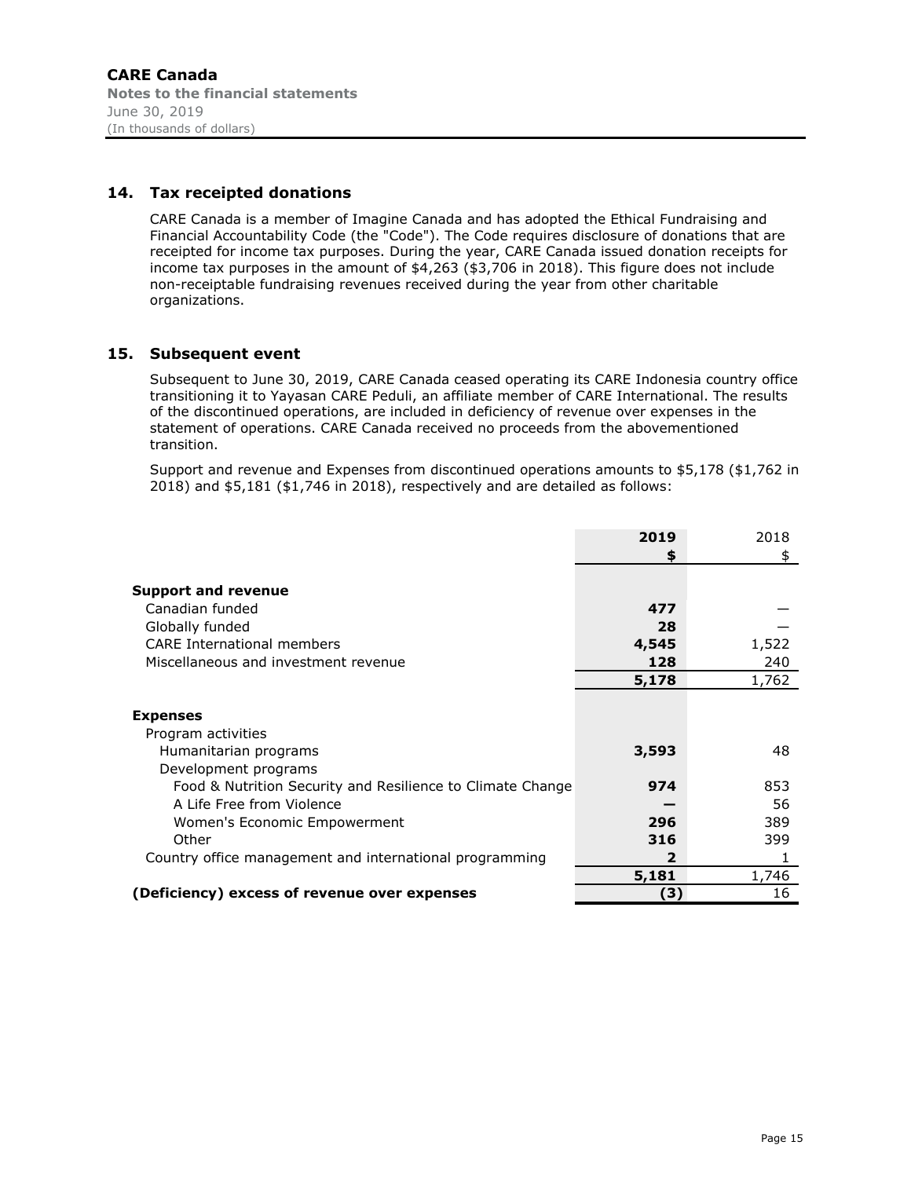## 14. Tax receipted donations

CARE Canada is a member of Imagine Canada and has adopted the Ethical Fundraising and Financial Accountability Code (the "Code"). The Code requires disclosure of donations that are receipted for income tax purposes. During the year, CARE Canada issued donation receipts for income tax purposes in the amount of $4,263 ($3,706 in 2018). This figure does not include non-receiptable fundraising revenues received during the year from other charitable organizations.

## 15. Subsequent event

Subsequent to June 30, 2019, CARE Canada ceased operating its CARE Indonesia country office transitioning it to Yayasan CARE Peduli, an affiliate member of CARE International. The results of the discontinued operations, are included in deficiency of revenue over expenses in the statement of operations. CARE Canada received no proceeds from the abovementioned transition.

Support and revenue and Expenses from discontinued operations amounts to $5,178 ($1,762 in 2018) and $5,181 ($1,746 in 2018), respectively and are detailed as follows:

| | **2019** | 2018 |
|---|---|---|
| | **$** | $ |
| **Support and revenue** | | |
| Canadian funded | **477** | — |
| Globally funded | **28** | — |
| CARE International members | **4,545** | 1,522 |
| Miscellaneous and investment revenue | **128** | 240 |
| | **5,178** | 1,762 |
| **Expenses** | | |
| Program activities | | |
| Humanitarian programs | **3,593** | 48 |
| Development programs | | |
| Food & Nutrition Security and Resilience to Climate Change | **974** | 853 |
| A Life Free from Violence | **—** | 56 |
| Women's Economic Empowerment | **296** | 389 |
| Other | **316** | 399 |
| Country office management and international programming | **2** | 1 |
| | **5,181** | 1,746 |
| **(Deficiency) excess of revenue over expenses** | **(3)** | 16 |